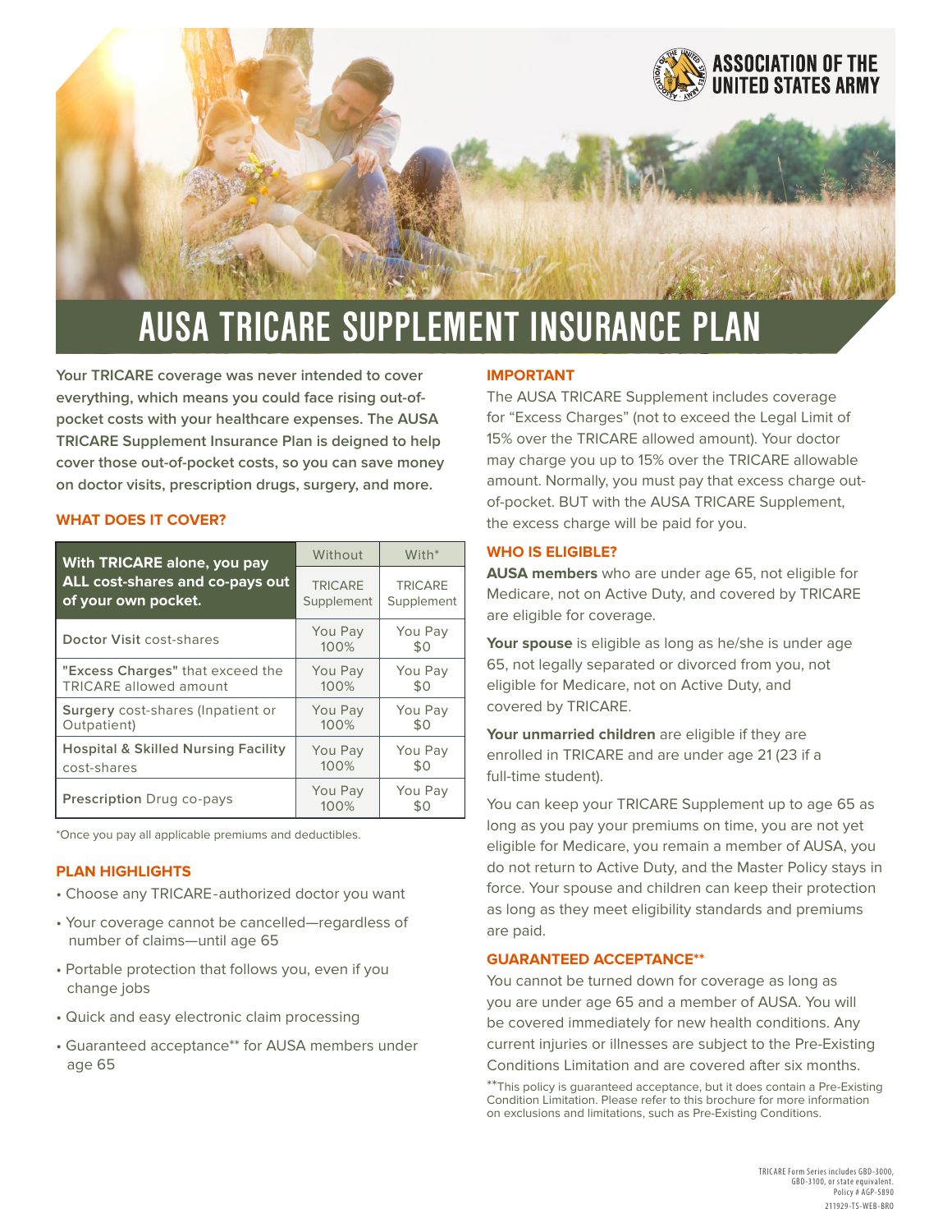ASSOCIATION OF THE UNITED STATES ARMY

# AUSA TRICARE SUPPLEMENT INSURANCE PLAN

**Your TRICARE coverage was never intended to cover everything, which means you could face rising out-of-pocket costs with your healthcare expenses. The AUSA TRICARE Supplement Insurance Plan is deigned to help cover those out-of-pocket costs, so you can save money on doctor visits, prescription drugs, surgery, and more.**

## WHAT DOES IT COVER?

| With TRICARE alone, you pay ALL cost-shares and co-pays out of your own pocket. | Without TRICARE Supplement | With* TRICARE Supplement |
|---|---|---|
| **Doctor Visit** cost-shares | You Pay 100% | You Pay $0 |
| **"Excess Charges"** that exceed the TRICARE allowed amount | You Pay 100% | You Pay $0 |
| **Surgery** cost-shares (Inpatient or Outpatient) | You Pay 100% | You Pay $0 |
| **Hospital & Skilled Nursing Facility** cost-shares | You Pay 100% | You Pay $0 |
| **Prescription** Drug co-pays | You Pay 100% | You Pay $0 |

*Once you pay all applicable premiums and deductibles.

## PLAN HIGHLIGHTS

- Choose any TRICARE-authorized doctor you want
- Your coverage cannot be cancelled—regardless of number of claims—until age 65
- Portable protection that follows you, even if you change jobs
- Quick and easy electronic claim processing
- Guaranteed acceptance** for AUSA members under age 65

## IMPORTANT

The AUSA TRICARE Supplement includes coverage for "Excess Charges" (not to exceed the Legal Limit of 15% over the TRICARE allowed amount). Your doctor may charge you up to 15% over the TRICARE allowable amount. Normally, you must pay that excess charge out-of-pocket. BUT with the AUSA TRICARE Supplement, the excess charge will be paid for you.

## WHO IS ELIGIBLE?

**AUSA members** who are under age 65, not eligible for Medicare, not on Active Duty, and covered by TRICARE are eligible for coverage.

**Your spouse** is eligible as long as he/she is under age 65, not legally separated or divorced from you, not eligible for Medicare, not on Active Duty, and covered by TRICARE.

**Your unmarried children** are eligible if they are enrolled in TRICARE and are under age 21 (23 if a full-time student).

You can keep your TRICARE Supplement up to age 65 as long as you pay your premiums on time, you are not yet eligible for Medicare, you remain a member of AUSA, you do not return to Active Duty, and the Master Policy stays in force. Your spouse and children can keep their protection as long as they meet eligibility standards and premiums are paid.

## GUARANTEED ACCEPTANCE**

You cannot be turned down for coverage as long as you are under age 65 and a member of AUSA. You will be covered immediately for new health conditions. Any current injuries or illnesses are subject to the Pre-Existing Conditions Limitation and are covered after six months.

**This policy is guaranteed acceptance, but it does contain a Pre-Existing Condition Limitation. Please refer to this brochure for more information on exclusions and limitations, such as Pre-Existing Conditions.

TRICARE Form Series includes GBD-3000, GBD-3100, or state equivalent.
Policy # AGP-5890

211929-TS-WEB-BRO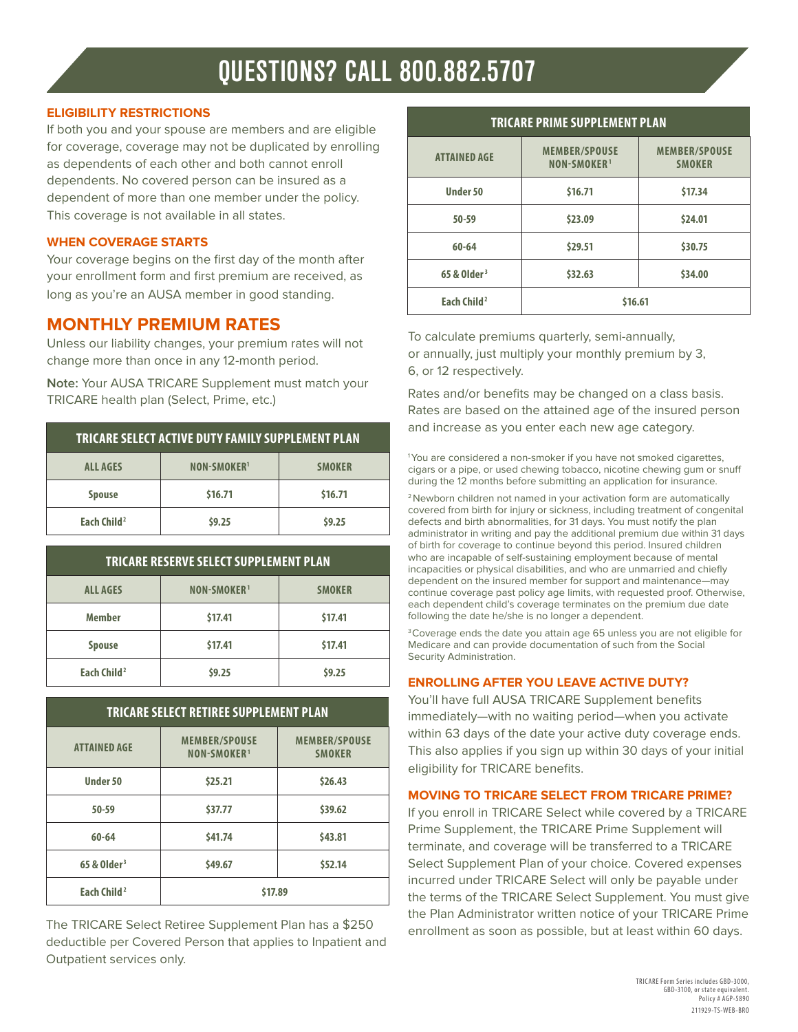# QUESTIONS? CALL 800.882.5707

### ELIGIBILITY RESTRICTIONS

If both you and your spouse are members and are eligible for coverage, coverage may not be duplicated by enrolling as dependents of each other and both cannot enroll dependents. No covered person can be insured as a dependent of more than one member under the policy. This coverage is not available in all states.

### WHEN COVERAGE STARTS

Your coverage begins on the first day of the month after your enrollment form and first premium are received, as long as you're an AUSA member in good standing.

## MONTHLY PREMIUM RATES

Unless our liability changes, your premium rates will not change more than once in any 12-month period.

**Note:** Your AUSA TRICARE Supplement must match your TRICARE health plan (Select, Prime, etc.)

| TRICARE SELECT ACTIVE DUTY FAMILY SUPPLEMENT PLAN | | |
|---|---|---|
| **ALL AGES** | **NON-SMOKER[1]** | **SMOKER** |
| **Spouse** | $16.71 | $16.71 |
| **Each Child[2]** | $9.25 | $9.25 |

| TRICARE RESERVE SELECT SUPPLEMENT PLAN | | |
|---|---|---|
| **ALL AGES** | **NON-SMOKER[1]** | **SMOKER** |
| **Member** | $17.41 | $17.41 |
| **Spouse** | $17.41 | $17.41 |
| **Each Child[2]** | $9.25 | $9.25 |

| TRICARE SELECT RETIREE SUPPLEMENT PLAN | | |
|---|---|---|
| **ATTAINED AGE** | **MEMBER/SPOUSE NON-SMOKER[1]** | **MEMBER/SPOUSE SMOKER** |
| **Under 50** | $25.21 | $26.43 |
| **50-59** | $37.77 | $39.62 |
| **60-64** | $41.74 | $43.81 |
| **65 & Older[3]** | $49.67 | $52.14 |
| **Each Child[2]** | $17.89 | |

The TRICARE Select Retiree Supplement Plan has a $250 deductible per Covered Person that applies to Inpatient and Outpatient services only.

| TRICARE PRIME SUPPLEMENT PLAN | | |
|---|---|---|
| **ATTAINED AGE** | **MEMBER/SPOUSE NON-SMOKER[1]** | **MEMBER/SPOUSE SMOKER** |
| **Under 50** | $16.71 | $17.34 |
| **50-59** | $23.09 | $24.01 |
| **60-64** | $29.51 | $30.75 |
| **65 & Older[3]** | $32.63 | $34.00 |
| **Each Child[2]** | $16.61 | |

To calculate premiums quarterly, semi-annually, or annually, just multiply your monthly premium by 3, 6, or 12 respectively.

Rates and/or benefits may be changed on a class basis. Rates are based on the attained age of the insured person and increase as you enter each new age category.

[1] You are considered a non-smoker if you have not smoked cigarettes, cigars or a pipe, or used chewing tobacco, nicotine chewing gum or snuff during the 12 months before submitting an application for insurance.

[2] Newborn children not named in your activation form are automatically covered from birth for injury or sickness, including treatment of congenital defects and birth abnormalities, for 31 days. You must notify the plan administrator in writing and pay the additional premium due within 31 days of birth for coverage to continue beyond this period. Insured children who are incapable of self-sustaining employment because of mental incapacities or physical disabilities, and who are unmarried and chiefly dependent on the insured member for support and maintenance—may continue coverage past policy age limits, with requested proof. Otherwise, each dependent child's coverage terminates on the premium due date following the date he/she is no longer a dependent.

[3] Coverage ends the date you attain age 65 unless you are not eligible for Medicare and can provide documentation of such from the Social Security Administration.

### ENROLLING AFTER YOU LEAVE ACTIVE DUTY?

You'll have full AUSA TRICARE Supplement benefits immediately—with no waiting period—when you activate within 63 days of the date your active duty coverage ends. This also applies if you sign up within 30 days of your initial eligibility for TRICARE benefits.

### MOVING TO TRICARE SELECT FROM TRICARE PRIME?

If you enroll in TRICARE Select while covered by a TRICARE Prime Supplement, the TRICARE Prime Supplement will terminate, and coverage will be transferred to a TRICARE Select Supplement Plan of your choice. Covered expenses incurred under TRICARE Select will only be payable under the terms of the TRICARE Select Supplement. You must give the Plan Administrator written notice of your TRICARE Prime enrollment as soon as possible, but at least within 60 days.

TRICARE Form Series includes GBD-3000, GBD-3100, or state equivalent.
Policy # AGP-5890

211929-TS-WEB-BRO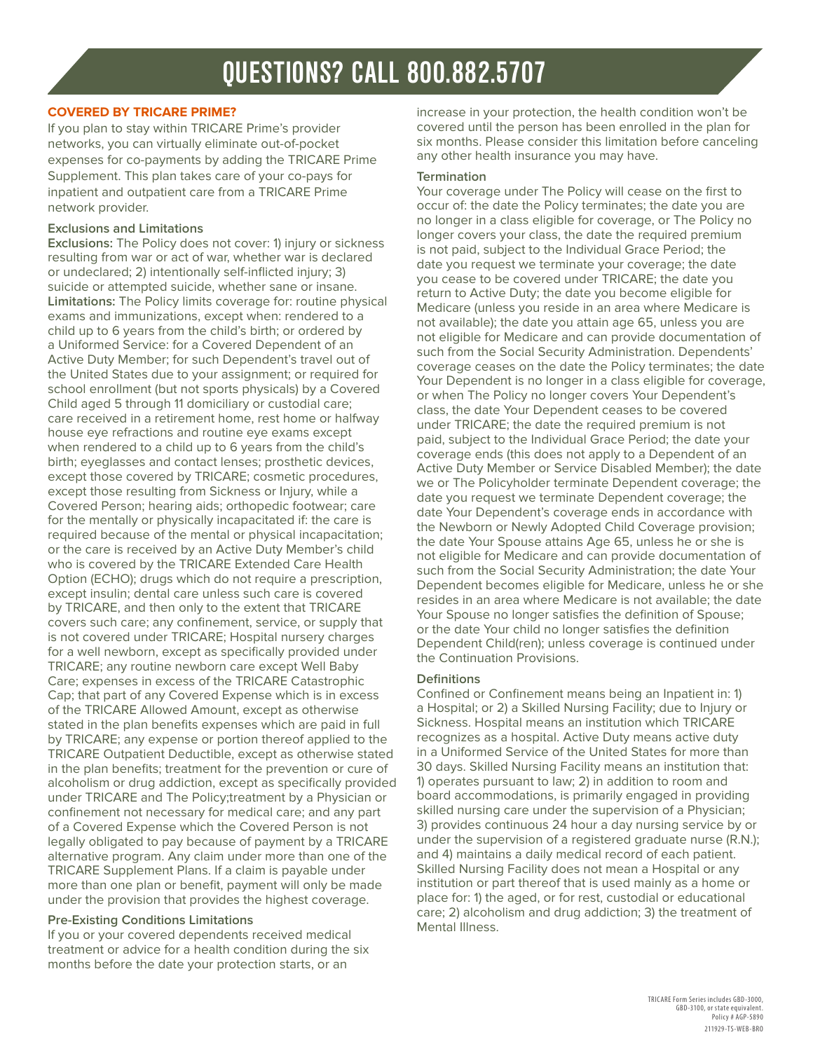# QUESTIONS? CALL 800.882.5707

**COVERED BY TRICARE PRIME?**

If you plan to stay within TRICARE Prime's provider networks, you can virtually eliminate out-of-pocket expenses for co-payments by adding the TRICARE Prime Supplement. This plan takes care of your co-pays for inpatient and outpatient care from a TRICARE Prime network provider.

### Exclusions and Limitations

**Exclusions:** The Policy does not cover: 1) injury or sickness resulting from war or act of war, whether war is declared or undeclared; 2) intentionally self-inflicted injury; 3) suicide or attempted suicide, whether sane or insane. **Limitations:** The Policy limits coverage for: routine physical exams and immunizations, except when: rendered to a child up to 6 years from the child's birth; or ordered by a Uniformed Service: for a Covered Dependent of an Active Duty Member; for such Dependent's travel out of the United States due to your assignment; or required for school enrollment (but not sports physicals) by a Covered Child aged 5 through 11 domiciliary or custodial care; care received in a retirement home, rest home or halfway house eye refractions and routine eye exams except when rendered to a child up to 6 years from the child's birth; eyeglasses and contact lenses; prosthetic devices, except those covered by TRICARE; cosmetic procedures, except those resulting from Sickness or Injury, while a Covered Person; hearing aids; orthopedic footwear; care for the mentally or physically incapacitated if: the care is required because of the mental or physical incapacitation; or the care is received by an Active Duty Member's child who is covered by the TRICARE Extended Care Health Option (ECHO); drugs which do not require a prescription, except insulin; dental care unless such care is covered by TRICARE, and then only to the extent that TRICARE covers such care; any confinement, service, or supply that is not covered under TRICARE; Hospital nursery charges for a well newborn, except as specifically provided under TRICARE; any routine newborn care except Well Baby Care; expenses in excess of the TRICARE Catastrophic Cap; that part of any Covered Expense which is in excess of the TRICARE Allowed Amount, except as otherwise stated in the plan benefits expenses which are paid in full by TRICARE; any expense or portion thereof applied to the TRICARE Outpatient Deductible, except as otherwise stated in the plan benefits; treatment for the prevention or cure of alcoholism or drug addiction, except as specifically provided under TRICARE and The Policy;treatment by a Physician or confinement not necessary for medical care; and any part of a Covered Expense which the Covered Person is not legally obligated to pay because of payment by a TRICARE alternative program. Any claim under more than one of the TRICARE Supplement Plans. If a claim is payable under more than one plan or benefit, payment will only be made under the provision that provides the highest coverage.

### Pre-Existing Conditions Limitations

If you or your covered dependents received medical treatment or advice for a health condition during the six months before the date your protection starts, or an increase in your protection, the health condition won't be covered until the person has been enrolled in the plan for six months. Please consider this limitation before canceling any other health insurance you may have.

### Termination

Your coverage under The Policy will cease on the first to occur of: the date the Policy terminates; the date you are no longer in a class eligible for coverage, or The Policy no longer covers your class, the date the required premium is not paid, subject to the Individual Grace Period; the date you request we terminate your coverage; the date you cease to be covered under TRICARE; the date you return to Active Duty; the date you become eligible for Medicare (unless you reside in an area where Medicare is not available); the date you attain age 65, unless you are not eligible for Medicare and can provide documentation of such from the Social Security Administration. Dependents' coverage ceases on the date the Policy terminates; the date Your Dependent is no longer in a class eligible for coverage, or when The Policy no longer covers Your Dependent's class, the date Your Dependent ceases to be covered under TRICARE; the date the required premium is not paid, subject to the Individual Grace Period; the date your coverage ends (this does not apply to a Dependent of an Active Duty Member or Service Disabled Member); the date we or The Policyholder terminate Dependent coverage; the date you request we terminate Dependent coverage; the date Your Dependent's coverage ends in accordance with the Newborn or Newly Adopted Child Coverage provision; the date Your Spouse attains Age 65, unless he or she is not eligible for Medicare and can provide documentation of such from the Social Security Administration; the date Your Dependent becomes eligible for Medicare, unless he or she resides in an area where Medicare is not available; the date Your Spouse no longer satisfies the definition of Spouse; or the date Your child no longer satisfies the definition Dependent Child(ren); unless coverage is continued under the Continuation Provisions.

### Definitions

Confined or Confinement means being an Inpatient in: 1) a Hospital; or 2) a Skilled Nursing Facility; due to Injury or Sickness. Hospital means an institution which TRICARE recognizes as a hospital. Active Duty means active duty in a Uniformed Service of the United States for more than 30 days. Skilled Nursing Facility means an institution that: 1) operates pursuant to law; 2) in addition to room and board accommodations, is primarily engaged in providing skilled nursing care under the supervision of a Physician; 3) provides continuous 24 hour a day nursing service by or under the supervision of a registered graduate nurse (R.N.); and 4) maintains a daily medical record of each patient. Skilled Nursing Facility does not mean a Hospital or any institution or part thereof that is used mainly as a home or place for: 1) the aged, or for rest, custodial or educational care; 2) alcoholism and drug addiction; 3) the treatment of Mental Illness.

TRICARE Form Series includes GBD-3000, GBD-3100, or state equivalent.
Policy # AGP-5890

211929-TS-WEB-BRO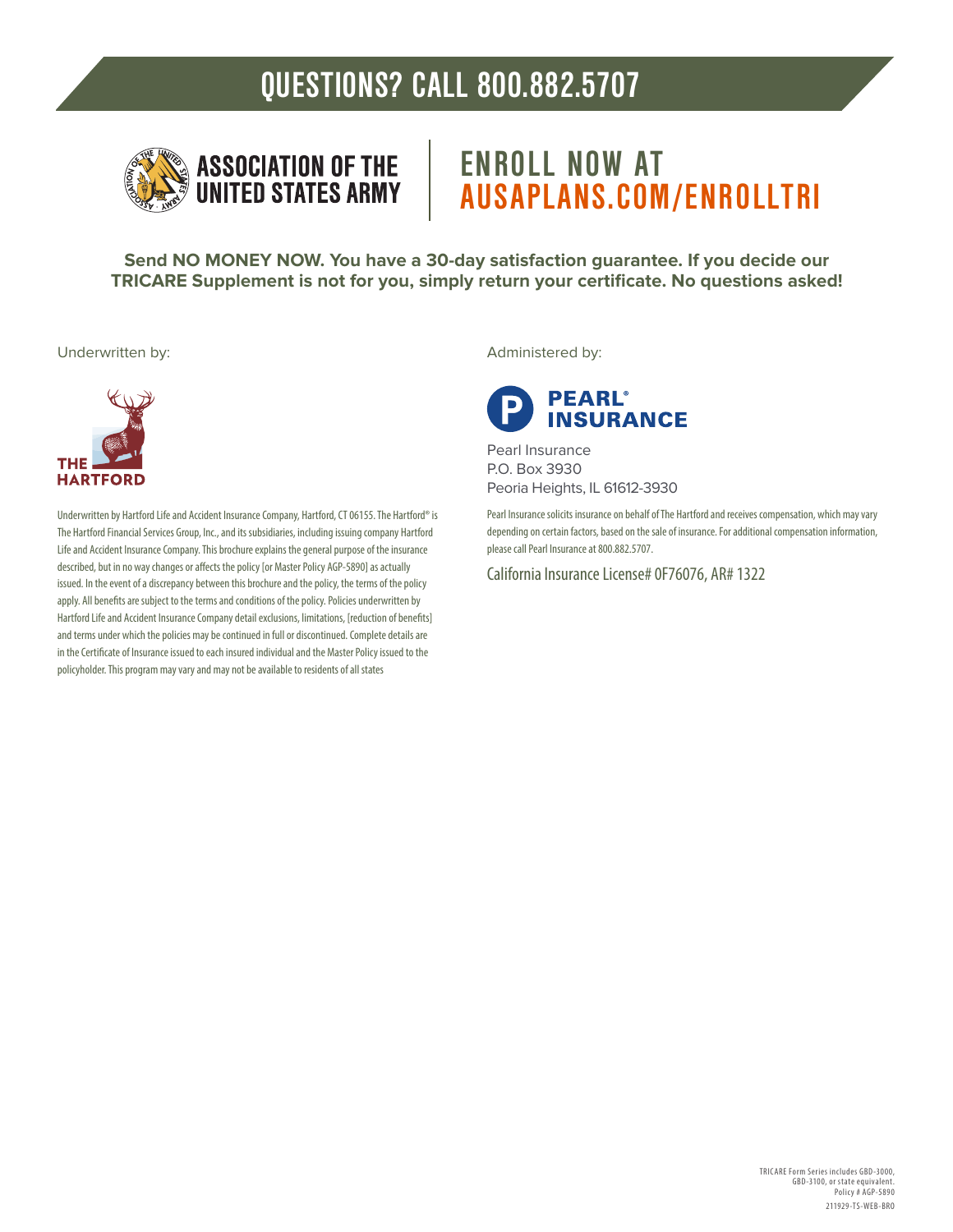# QUESTIONS? CALL 800.882.5707

ASSOCIATION OF THE UNITED STATES ARMY

## ENROLL NOW AT AUSAPLANS.COM/ENROLLTRI

**Send NO MONEY NOW. You have a 30-day satisfaction guarantee. If you decide our TRICARE Supplement is not for you, simply return your certificate. No questions asked!**

Underwritten by:

THE HARTFORD

Underwritten by Hartford Life and Accident Insurance Company, Hartford, CT 06155. The Hartford® is The Hartford Financial Services Group, Inc., and its subsidiaries, including issuing company Hartford Life and Accident Insurance Company. This brochure explains the general purpose of the insurance described, but in no way changes or affects the policy [or Master Policy AGP-5890] as actually issued. In the event of a discrepancy between this brochure and the policy, the terms of the policy apply. All benefits are subject to the terms and conditions of the policy. Policies underwritten by Hartford Life and Accident Insurance Company detail exclusions, limitations, [reduction of benefits] and terms under which the policies may be continued in full or discontinued. Complete details are in the Certificate of Insurance issued to each insured individual and the Master Policy issued to the policyholder. This program may vary and may not be available to residents of all states

Administered by:

PEARL® INSURANCE

Pearl Insurance
P.O. Box 3930
Peoria Heights, IL 61612-3930

Pearl Insurance solicits insurance on behalf of The Hartford and receives compensation, which may vary depending on certain factors, based on the sale of insurance. For additional compensation information, please call Pearl Insurance at 800.882.5707.

California Insurance License# 0F76076, AR# 1322

TRICARE Form Series includes GBD-3000, GBD-3100, or state equivalent.
Policy # AGP-5890

211929-TS-WEB-BRO